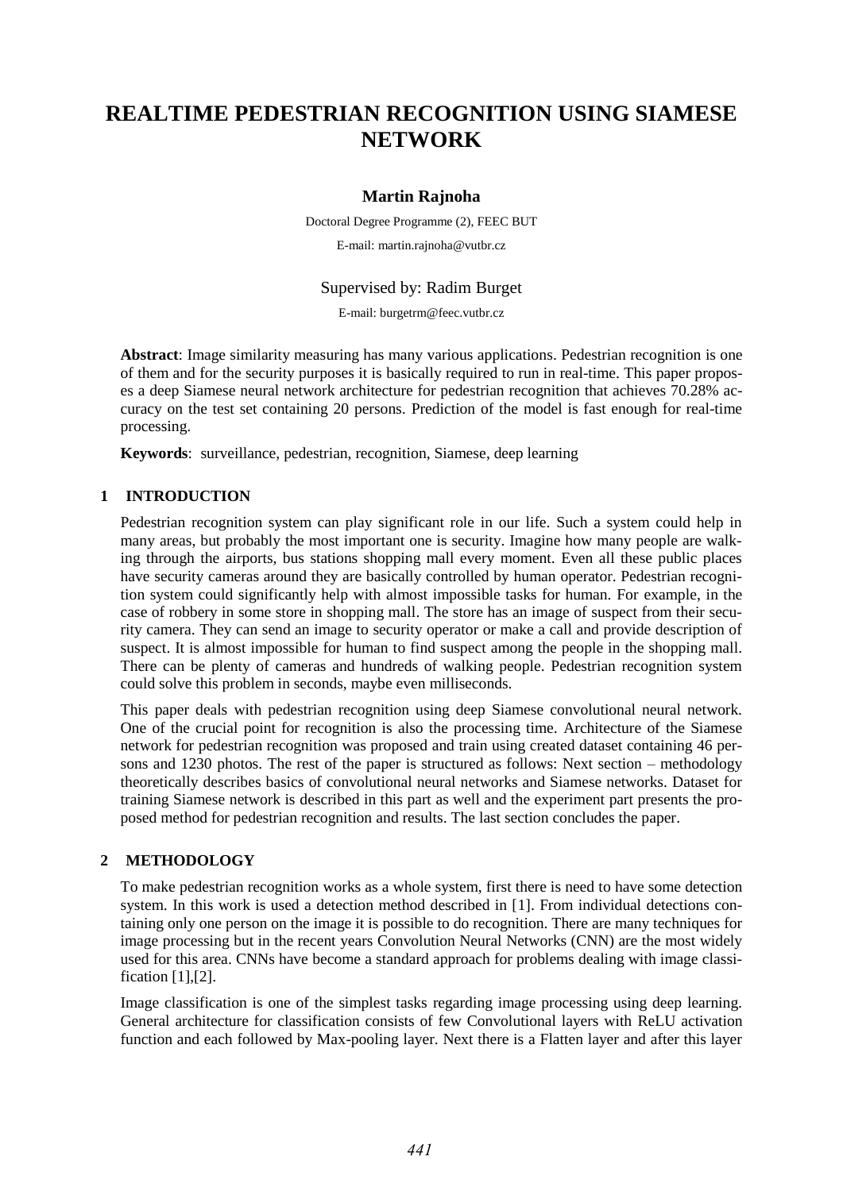# REALTIME PEDESTRIAN RECOGNITION USING SIAMESE NETWORK

**Martin Rajnoha**

Doctoral Degree Programme (2), FEEC BUT

E-mail: martin.rajnoha@vutbr.cz

Supervised by: Radim Burget

E-mail: burgetrm@feec.vutbr.cz

**Abstract**: Image similarity measuring has many various applications. Pedestrian recognition is one of them and for the security purposes it is basically required to run in real-time. This paper proposes a deep Siamese neural network architecture for pedestrian recognition that achieves 70.28% accuracy on the test set containing 20 persons. Prediction of the model is fast enough for real-time processing.

**Keywords**: surveillance, pedestrian, recognition, Siamese, deep learning

## 1 INTRODUCTION

Pedestrian recognition system can play significant role in our life. Such a system could help in many areas, but probably the most important one is security. Imagine how many people are walking through the airports, bus stations shopping mall every moment. Even all these public places have security cameras around they are basically controlled by human operator. Pedestrian recognition system could significantly help with almost impossible tasks for human. For example, in the case of robbery in some store in shopping mall. The store has an image of suspect from their security camera. They can send an image to security operator or make a call and provide description of suspect. It is almost impossible for human to find suspect among the people in the shopping mall. There can be plenty of cameras and hundreds of walking people. Pedestrian recognition system could solve this problem in seconds, maybe even milliseconds.

This paper deals with pedestrian recognition using deep Siamese convolutional neural network. One of the crucial point for recognition is also the processing time. Architecture of the Siamese network for pedestrian recognition was proposed and train using created dataset containing 46 persons and 1230 photos. The rest of the paper is structured as follows: Next section – methodology theoretically describes basics of convolutional neural networks and Siamese networks. Dataset for training Siamese network is described in this part as well and the experiment part presents the proposed method for pedestrian recognition and results. The last section concludes the paper.

## 2 METHODOLOGY

To make pedestrian recognition works as a whole system, first there is need to have some detection system. In this work is used a detection method described in [1]. From individual detections containing only one person on the image it is possible to do recognition. There are many techniques for image processing but in the recent years Convolution Neural Networks (CNN) are the most widely used for this area. CNNs have become a standard approach for problems dealing with image classification [1],[2].

Image classification is one of the simplest tasks regarding image processing using deep learning. General architecture for classification consists of few Convolutional layers with ReLU activation function and each followed by Max-pooling layer. Next there is a Flatten layer and after this layer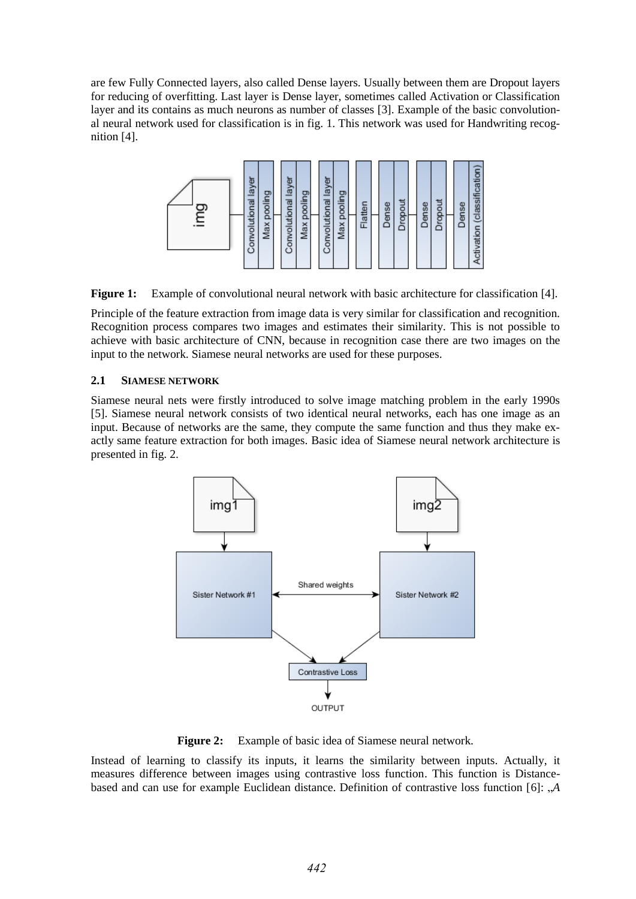are few Fully Connected layers, also called Dense layers. Usually between them are Dropout layers for reducing of overfitting. Last layer is Dense layer, sometimes called Activation or Classification layer and its contains as much neurons as number of classes [3]. Example of the basic convolutional neural network used for classification is in fig. 1. This network was used for Handwriting recognition [4].

**Figure 1:** Example of convolutional neural network with basic architecture for classification [4].

Principle of the feature extraction from image data is very similar for classification and recognition. Recognition process compares two images and estimates their similarity. This is not possible to achieve with basic architecture of CNN, because in recognition case there are two images on the input to the network. Siamese neural networks are used for these purposes.

### 2.1 SIAMESE NETWORK

Siamese neural nets were firstly introduced to solve image matching problem in the early 1990s [5]. Siamese neural network consists of two identical neural networks, each has one image as an input. Because of networks are the same, they compute the same function and thus they make exactly same feature extraction for both images. Basic idea of Siamese neural network architecture is presented in fig. 2.

**Figure 2:** Example of basic idea of Siamese neural network.

Instead of learning to classify its inputs, it learns the similarity between inputs. Actually, it measures difference between images using contrastive loss function. This function is Distance-based and can use for example Euclidean distance. Definition of contrastive loss function [6]: „*A*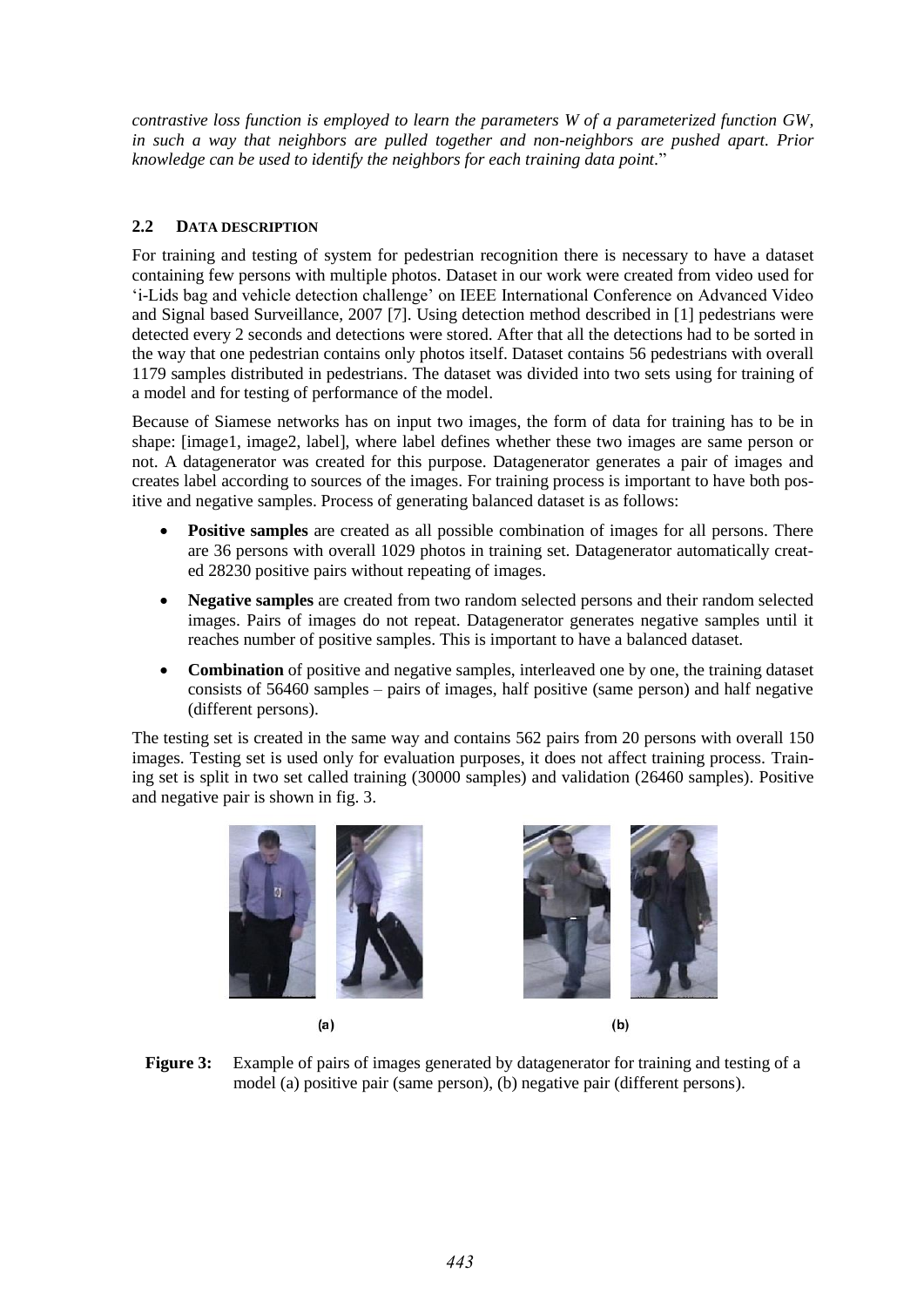*contrastive loss function is employed to learn the parameters W of a parameterized function GW, in such a way that neighbors are pulled together and non-neighbors are pushed apart. Prior knowledge can be used to identify the neighbors for each training data point.*"

### 2.2 DATA DESCRIPTION

For training and testing of system for pedestrian recognition there is necessary to have a dataset containing few persons with multiple photos. Dataset in our work were created from video used for 'i-Lids bag and vehicle detection challenge' on IEEE International Conference on Advanced Video and Signal based Surveillance, 2007 [7]. Using detection method described in [1] pedestrians were detected every 2 seconds and detections were stored. After that all the detections had to be sorted in the way that one pedestrian contains only photos itself. Dataset contains 56 pedestrians with overall 1179 samples distributed in pedestrians. The dataset was divided into two sets using for training of a model and for testing of performance of the model.

Because of Siamese networks has on input two images, the form of data for training has to be in shape: [image1, image2, label], where label defines whether these two images are same person or not. A datagenerator was created for this purpose. Datagenerator generates a pair of images and creates label according to sources of the images. For training process is important to have both positive and negative samples. Process of generating balanced dataset is as follows:

- **Positive samples** are created as all possible combination of images for all persons. There are 36 persons with overall 1029 photos in training set. Datagenerator automatically created 28230 positive pairs without repeating of images.
- **Negative samples** are created from two random selected persons and their random selected images. Pairs of images do not repeat. Datagenerator generates negative samples until it reaches number of positive samples. This is important to have a balanced dataset.
- **Combination** of positive and negative samples, interleaved one by one, the training dataset consists of 56460 samples – pairs of images, half positive (same person) and half negative (different persons).

The testing set is created in the same way and contains 562 pairs from 20 persons with overall 150 images. Testing set is used only for evaluation purposes, it does not affect training process. Training set is split in two set called training (30000 samples) and validation (26460 samples). Positive and negative pair is shown in fig. 3.

(a) (b)

**Figure 3:** Example of pairs of images generated by datagenerator for training and testing of a model (a) positive pair (same person), (b) negative pair (different persons).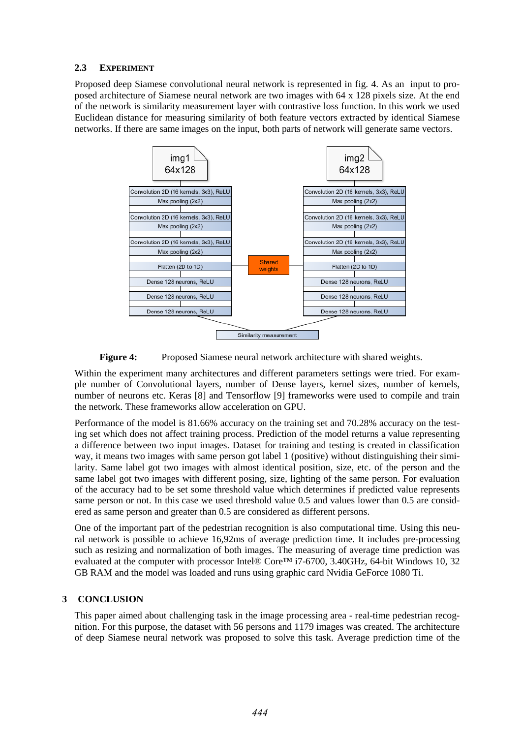### 2.3 EXPERIMENT

Proposed deep Siamese convolutional neural network is represented in fig. 4. As an input to proposed architecture of Siamese neural network are two images with 64 x 128 pixels size. At the end of the network is similarity measurement layer with contrastive loss function. In this work we used Euclidean distance for measuring similarity of both feature vectors extracted by identical Siamese networks. If there are same images on the input, both parts of network will generate same vectors.

**Figure 4:** Proposed Siamese neural network architecture with shared weights.

Within the experiment many architectures and different parameters settings were tried. For example number of Convolutional layers, number of Dense layers, kernel sizes, number of kernels, number of neurons etc. Keras [8] and Tensorflow [9] frameworks were used to compile and train the network. These frameworks allow acceleration on GPU.

Performance of the model is 81.66% accuracy on the training set and 70.28% accuracy on the testing set which does not affect training process. Prediction of the model returns a value representing a difference between two input images. Dataset for training and testing is created in classification way, it means two images with same person got label 1 (positive) without distinguishing their similarity. Same label got two images with almost identical position, size, etc. of the person and the same label got two images with different posing, size, lighting of the same person. For evaluation of the accuracy had to be set some threshold value which determines if predicted value represents same person or not. In this case we used threshold value 0.5 and values lower than 0.5 are considered as same person and greater than 0.5 are considered as different persons.

One of the important part of the pedestrian recognition is also computational time. Using this neural network is possible to achieve 16,92ms of average prediction time. It includes pre-processing such as resizing and normalization of both images. The measuring of average time prediction was evaluated at the computer with processor Intel® Core™ i7-6700, 3.40GHz, 64-bit Windows 10, 32 GB RAM and the model was loaded and runs using graphic card Nvidia GeForce 1080 Ti.

## 3 CONCLUSION

This paper aimed about challenging task in the image processing area - real-time pedestrian recognition. For this purpose, the dataset with 56 persons and 1179 images was created. The architecture of deep Siamese neural network was proposed to solve this task. Average prediction time of the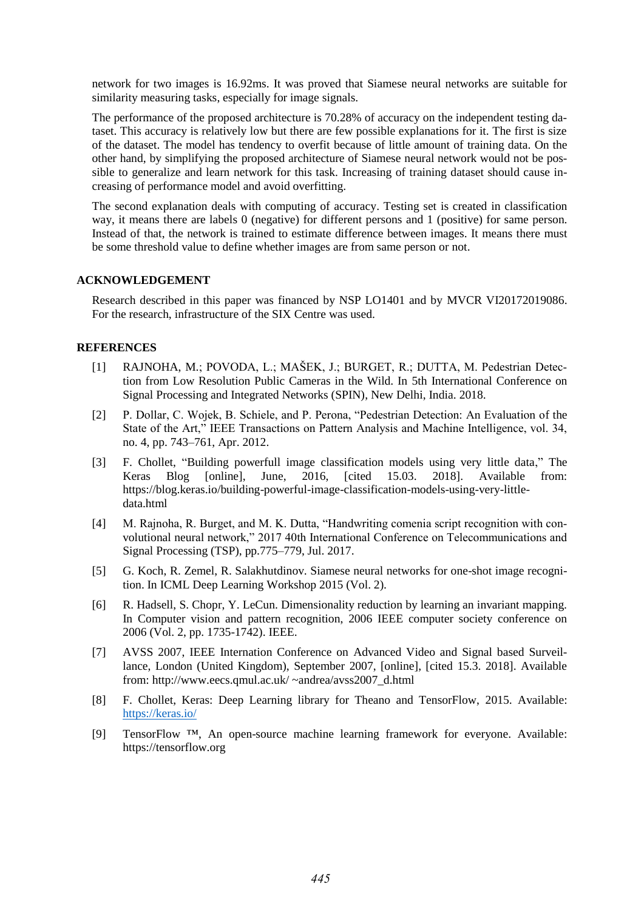network for two images is 16.92ms. It was proved that Siamese neural networks are suitable for similarity measuring tasks, especially for image signals.

The performance of the proposed architecture is 70.28% of accuracy on the independent testing dataset. This accuracy is relatively low but there are few possible explanations for it. The first is size of the dataset. The model has tendency to overfit because of little amount of training data. On the other hand, by simplifying the proposed architecture of Siamese neural network would not be possible to generalize and learn network for this task. Increasing of training dataset should cause increasing of performance model and avoid overfitting.

The second explanation deals with computing of accuracy. Testing set is created in classification way, it means there are labels 0 (negative) for different persons and 1 (positive) for same person. Instead of that, the network is trained to estimate difference between images. It means there must be some threshold value to define whether images are from same person or not.

## ACKNOWLEDGEMENT

Research described in this paper was financed by NSP LO1401 and by MVCR VI20172019086. For the research, infrastructure of the SIX Centre was used.

## REFERENCES

[1] RAJNOHA, M.; POVODA, L.; MAŠEK, J.; BURGET, R.; DUTTA, M. Pedestrian Detection from Low Resolution Public Cameras in the Wild. In 5th International Conference on Signal Processing and Integrated Networks (SPIN), New Delhi, India. 2018.

[2] P. Dollar, C. Wojek, B. Schiele, and P. Perona, "Pedestrian Detection: An Evaluation of the State of the Art," IEEE Transactions on Pattern Analysis and Machine Intelligence, vol. 34, no. 4, pp. 743–761, Apr. 2012.

[3] F. Chollet, "Building powerfull image classification models using very little data," The Keras Blog [online], June, 2016, [cited 15.03. 2018]. Available from: https://blog.keras.io/building-powerful-image-classification-models-using-very-little-data.html

[4] M. Rajnoha, R. Burget, and M. K. Dutta, "Handwriting comenia script recognition with convolutional neural network," 2017 40th International Conference on Telecommunications and Signal Processing (TSP), pp.775–779, Jul. 2017.

[5] G. Koch, R. Zemel, R. Salakhutdinov. Siamese neural networks for one-shot image recognition. In ICML Deep Learning Workshop 2015 (Vol. 2).

[6] R. Hadsell, S. Chopr, Y. LeCun. Dimensionality reduction by learning an invariant mapping. In Computer vision and pattern recognition, 2006 IEEE computer society conference on 2006 (Vol. 2, pp. 1735-1742). IEEE.

[7] AVSS 2007, IEEE Internation Conference on Advanced Video and Signal based Surveillance, London (United Kingdom), September 2007, [online], [cited 15.3. 2018]. Available from: http://www.eecs.qmul.ac.uk/ ~andrea/avss2007_d.html

[8] F. Chollet, Keras: Deep Learning library for Theano and TensorFlow, 2015. Available: https://keras.io/

[9] TensorFlow ™, An open-source machine learning framework for everyone. Available: https://tensorflow.org